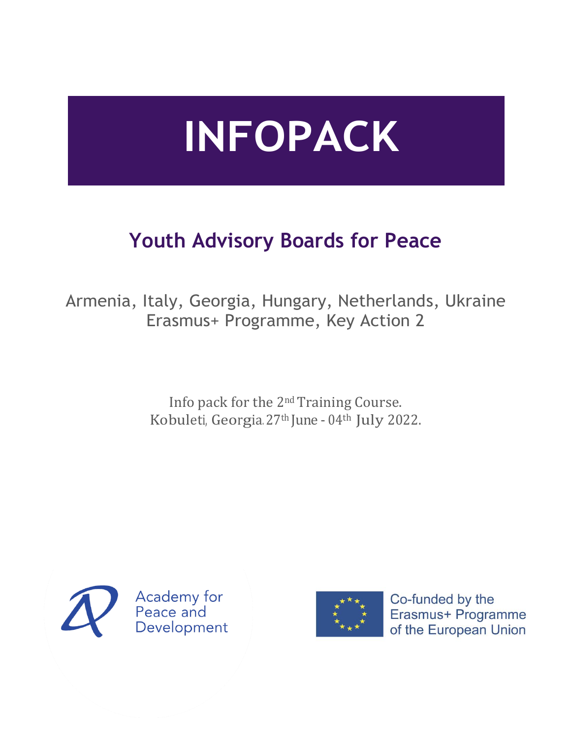# INFOPACK

## Youth Advisory Boards for Peace

Armenia, Italy, Georgia, Hungary, Netherlands, Ukraine
Erasmus+ Programme, Key Action 2

Info pack for the 2nd Training Course.
Kobuleti, Georgia. 27th June - 04th July 2022.

Academy for Peace and Development

Co-funded by the Erasmus+ Programme of the European Union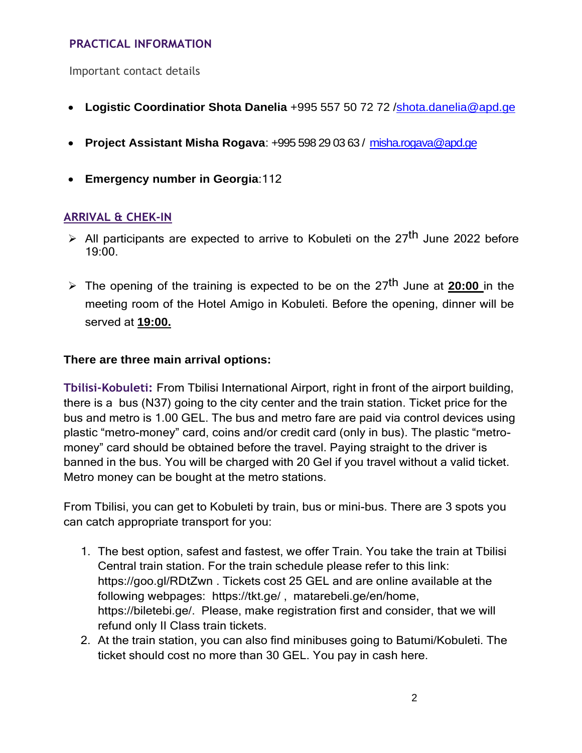## PRACTICAL INFORMATION

Important contact details

- **Logistic Coordinatior Shota Danelia** +995 557 50 72 72 /shota.danelia@apd.ge
- **Project Assistant Misha Rogava**: +995 598 29 03 63 / misha.rogava@apd.ge
- **Emergency number in Georgia**:112

## ARRIVAL & CHEK-IN

- All participants are expected to arrive to Kobuleti on the 27th June 2022 before 19:00.
- The opening of the training is expected to be on the 27th June at **20:00** in the meeting room of the Hotel Amigo in Kobuleti. Before the opening, dinner will be served at **19:00.**

**There are three main arrival options:**

**Tbilisi-Kobuleti:** From Tbilisi International Airport, right in front of the airport building, there is a bus (N37) going to the city center and the train station. Ticket price for the bus and metro is 1.00 GEL. The bus and metro fare are paid via control devices using plastic "metro-money" card, coins and/or credit card (only in bus). The plastic "metro-money" card should be obtained before the travel. Paying straight to the driver is banned in the bus. You will be charged with 20 Gel if you travel without a valid ticket. Metro money can be bought at the metro stations.

From Tbilisi, you can get to Kobuleti by train, bus or mini-bus. There are 3 spots you can catch appropriate transport for you:

1. The best option, safest and fastest, we offer Train. You take the train at Tbilisi Central train station. For the train schedule please refer to this link: https://goo.gl/RDtZwn . Tickets cost 25 GEL and are online available at the following webpages: https://tkt.ge/ , matarebeli.ge/en/home, https://biletebi.ge/. Please, make registration first and consider, that we will refund only II Class train tickets.
2. At the train station, you can also find minibuses going to Batumi/Kobuleti. The ticket should cost no more than 30 GEL. You pay in cash here.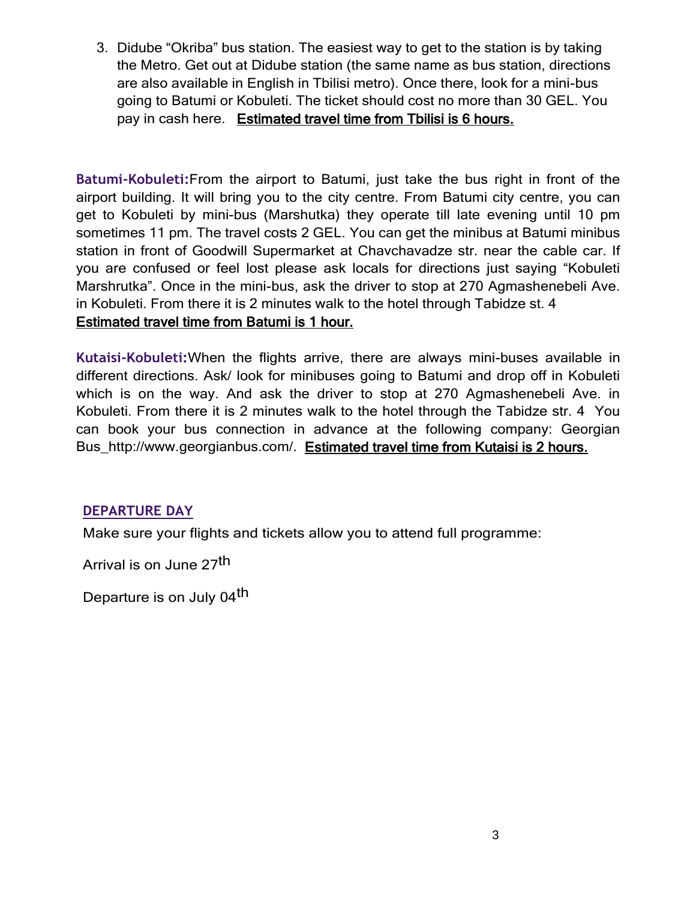3. Didube “Okriba” bus station. The easiest way to get to the station is by taking the Metro. Get out at Didube station (the same name as bus station, directions are also available in English in Tbilisi metro). Once there, look for a mini-bus going to Batumi or Kobuleti. The ticket should cost no more than 30 GEL. You pay in cash here. **Estimated travel time from Tbilisi is 6 hours.**

**Batumi-Kobuleti:** From the airport to Batumi, just take the bus right in front of the airport building. It will bring you to the city centre. From Batumi city centre, you can get to Kobuleti by mini-bus (Marshutka) they operate till late evening until 10 pm sometimes 11 pm. The travel costs 2 GEL. You can get the minibus at Batumi minibus station in front of Goodwill Supermarket at Chavchavadze str. near the cable car. If you are confused or feel lost please ask locals for directions just saying “Kobuleti Marshrutka”. Once in the mini-bus, ask the driver to stop at 270 Agmashenebeli Ave. in Kobuleti. From there it is 2 minutes walk to the hotel through Tabidze st. 4
**Estimated travel time from Batumi is 1 hour.**

**Kutaisi-Kobuleti:** When the flights arrive, there are always mini-buses available in different directions. Ask/ look for minibuses going to Batumi and drop off in Kobuleti which is on the way. And ask the driver to stop at 270 Agmashenebeli Ave. in Kobuleti. From there it is 2 minutes walk to the hotel through the Tabidze str. 4 You can book your bus connection in advance at the following company: Georgian Bus_http://www.georgianbus.com/. **Estimated travel time from Kutaisi is 2 hours.**

## DEPARTURE DAY

Make sure your flights and tickets allow you to attend full programme:

Arrival is on June 27th

Departure is on July 04th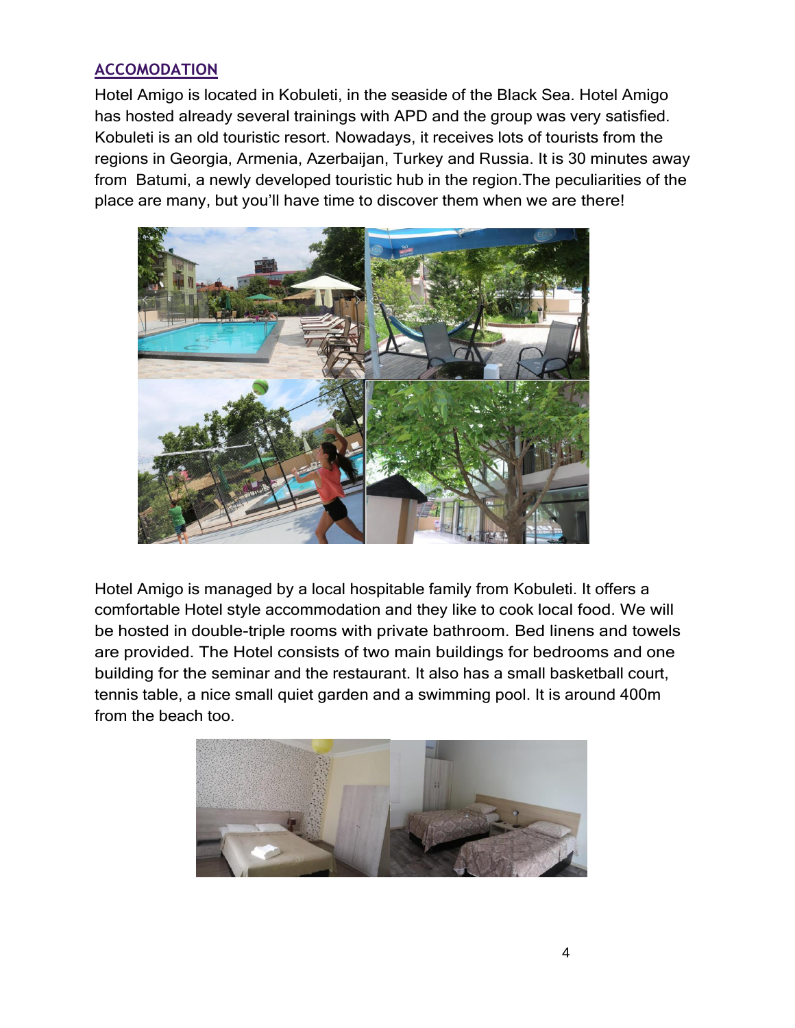## ACCOMODATION

Hotel Amigo is located in Kobuleti, in the seaside of the Black Sea. Hotel Amigo has hosted already several trainings with APD and the group was very satisfied. Kobuleti is an old touristic resort. Nowadays, it receives lots of tourists from the regions in Georgia, Armenia, Azerbaijan, Turkey and Russia. It is 30 minutes away from Batumi, a newly developed touristic hub in the region.The peculiarities of the place are many, but you'll have time to discover them when we are there!

Hotel Amigo is managed by a local hospitable family from Kobuleti. It offers a comfortable Hotel style accommodation and they like to cook local food. We will be hosted in double-triple rooms with private bathroom. Bed linens and towels are provided. The Hotel consists of two main buildings for bedrooms and one building for the seminar and the restaurant. It also has a small basketball court, tennis table, a nice small quiet garden and a swimming pool. It is around 400m from the beach too.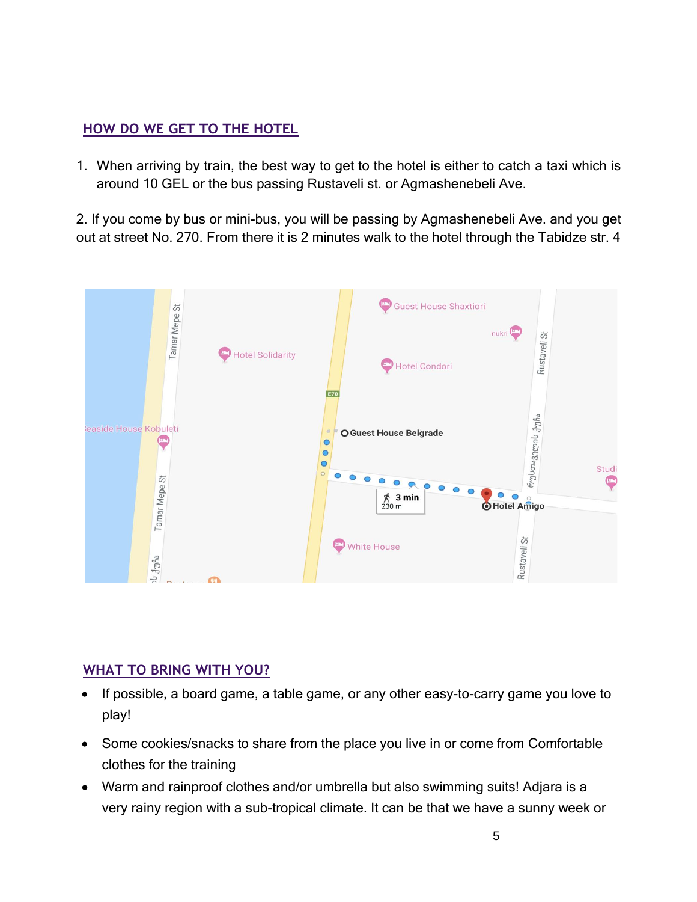## HOW DO WE GET TO THE HOTEL

1. When arriving by train, the best way to get to the hotel is either to catch a taxi which is around 10 GEL or the bus passing Rustaveli st. or Agmashenebeli Ave.

2. If you come by bus or mini-bus, you will be passing by Agmashenebeli Ave. and you get out at street No. 270. From there it is 2 minutes walk to the hotel through the Tabidze str. 4

## WHAT TO BRING WITH YOU?

- If possible, a board game, a table game, or any other easy-to-carry game you love to play!
- Some cookies/snacks to share from the place you live in or come from Comfortable clothes for the training
- Warm and rainproof clothes and/or umbrella but also swimming suits! Adjara is a very rainy region with a sub-tropical climate. It can be that we have a sunny week or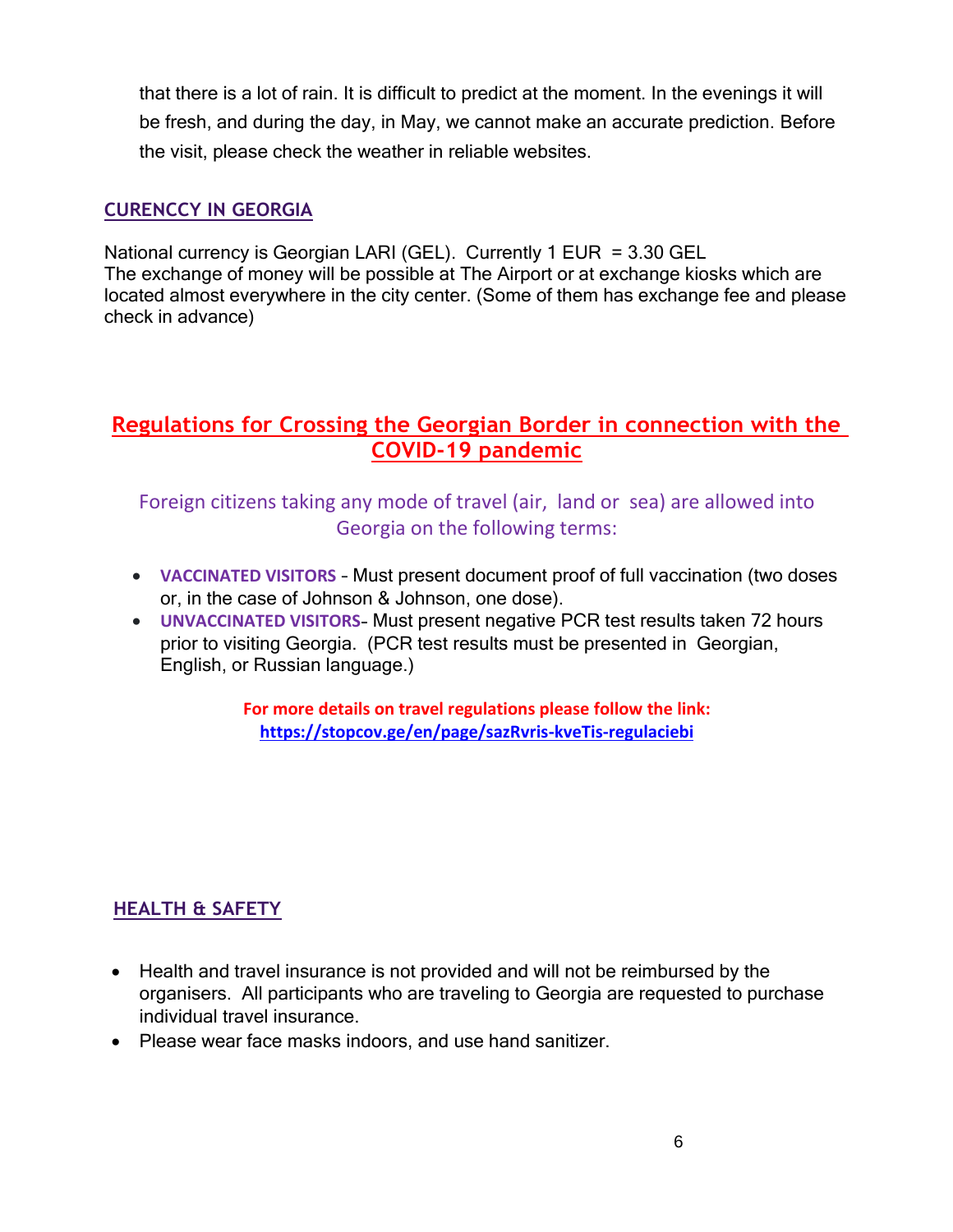that there is a lot of rain. It is difficult to predict at the moment. In the evenings it will be fresh, and during the day, in May, we cannot make an accurate prediction. Before the visit, please check the weather in reliable websites.

## CURENCCY IN GEORGIA

National currency is Georgian LARI (GEL). Currently 1 EUR = 3.30 GEL
The exchange of money will be possible at The Airport or at exchange kiosks which are located almost everywhere in the city center. (Some of them has exchange fee and please check in advance)

## Regulations for Crossing the Georgian Border in connection with the COVID-19 pandemic

Foreign citizens taking any mode of travel (air, land or sea) are allowed into Georgia on the following terms:

- **VACCINATED VISITORS** – Must present document proof of full vaccination (two doses or, in the case of Johnson & Johnson, one dose).
- **UNVACCINATED VISITORS**– Must present negative PCR test results taken 72 hours prior to visiting Georgia. (PCR test results must be presented in Georgian, English, or Russian language.)

**For more details on travel regulations please follow the link:**
**https://stopcov.ge/en/page/sazRvris-kveTis-regulaciebi**

## HEALTH & SAFETY

- Health and travel insurance is not provided and will not be reimbursed by the organisers. All participants who are traveling to Georgia are requested to purchase individual travel insurance.
- Please wear face masks indoors, and use hand sanitizer.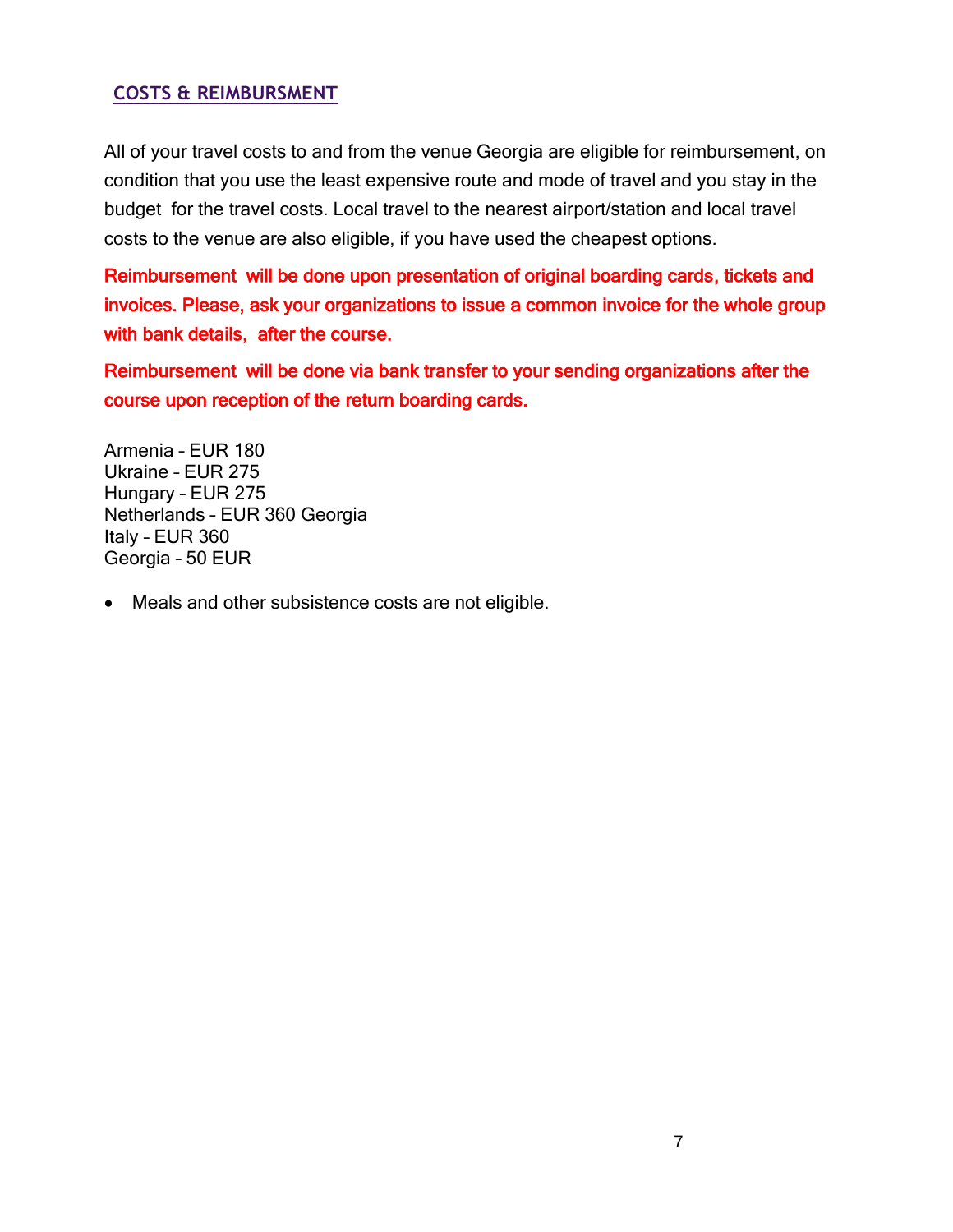## COSTS & REIMBURSMENT

All of your travel costs to and from the venue Georgia are eligible for reimbursement, on condition that you use the least expensive route and mode of travel and you stay in the budget for the travel costs. Local travel to the nearest airport/station and local travel costs to the venue are also eligible, if you have used the cheapest options.

**Reimbursement will be done upon presentation of original boarding cards, tickets and invoices. Please, ask your organizations to issue a common invoice for the whole group with bank details, after the course.**

**Reimbursement will be done via bank transfer to your sending organizations after the course upon reception of the return boarding cards.**

Armenia – EUR 180
Ukraine – EUR 275
Hungary – EUR 275
Netherlands – EUR 360 Georgia
Italy – EUR 360
Georgia – 50 EUR

- Meals and other subsistence costs are not eligible.